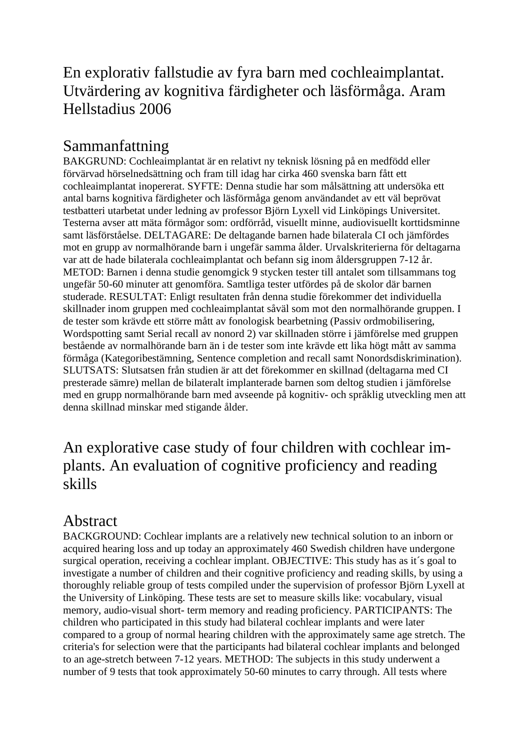# En explorativ fallstudie av fyra barn med cochleaimplantat. Utvärdering av kognitiva färdigheter och läsförmåga. Aram Hellstadius 2006

## Sammanfattning

BAKGRUND: Cochleaimplantat är en relativt ny teknisk lösning på en medfödd eller förvärvad hörselnedsättning och fram till idag har cirka 460 svenska barn fått ett cochleaimplantat inopererat. SYFTE: Denna studie har som målsättning att undersöka ett antal barns kognitiva färdigheter och läsförmåga genom användandet av ett väl beprövat testbatteri utarbetat under ledning av professor Björn Lyxell vid Linköpings Universitet. Testerna avser att mäta förmågor som: ordförråd, visuellt minne, audiovisuellt korttidsminne samt läsförståelse. DELTAGARE: De deltagande barnen hade bilaterala CI och jämfördes mot en grupp av normalhörande barn i ungefär samma ålder. Urvalskriterierna för deltagarna var att de hade bilaterala cochleaimplantat och befann sig inom åldersgruppen 7-12 år. METOD: Barnen i denna studie genomgick 9 stycken tester till antalet som tillsammans tog ungefär 50-60 minuter att genomföra. Samtliga tester utfördes på de skolor där barnen studerade. RESULTAT: Enligt resultaten från denna studie förekommer det individuella skillnader inom gruppen med cochleaimplantat såväl som mot den normalhörande gruppen. I de tester som krävde ett större mått av fonologisk bearbetning (Passiv ordmobilisering, Wordspotting samt Serial recall av nonord 2) var skillnaden större i jämförelse med gruppen bestående av normalhörande barn än i de tester som inte krävde ett lika högt mått av samma förmåga (Kategoribestämning, Sentence completion and recall samt Nonordsdiskrimination). SLUTSATS: Slutsatsen från studien är att det förekommer en skillnad (deltagarna med CI presterade sämre) mellan de bilateralt implanterade barnen som deltog studien i jämförelse med en grupp normalhörande barn med avseende på kognitiv- och språklig utveckling men att denna skillnad minskar med stigande ålder.

# An explorative case study of four children with cochlear implants. An evaluation of cognitive proficiency and reading skills

## Abstract

BACKGROUND: Cochlear implants are a relatively new technical solution to an inborn or acquired hearing loss and up today an approximately 460 Swedish children have undergone surgical operation, receiving a cochlear implant. OBJECTIVE: This study has as it´s goal to investigate a number of children and their cognitive proficiency and reading skills, by using a thoroughly reliable group of tests compiled under the supervision of professor Björn Lyxell at the University of Linköping. These tests are set to measure skills like: vocabulary, visual memory, audio-visual short- term memory and reading proficiency. PARTICIPANTS: The children who participated in this study had bilateral cochlear implants and were later compared to a group of normal hearing children with the approximately same age stretch. The criteria's for selection were that the participants had bilateral cochlear implants and belonged to an age-stretch between 7-12 years. METHOD: The subjects in this study underwent a number of 9 tests that took approximately 50-60 minutes to carry through. All tests where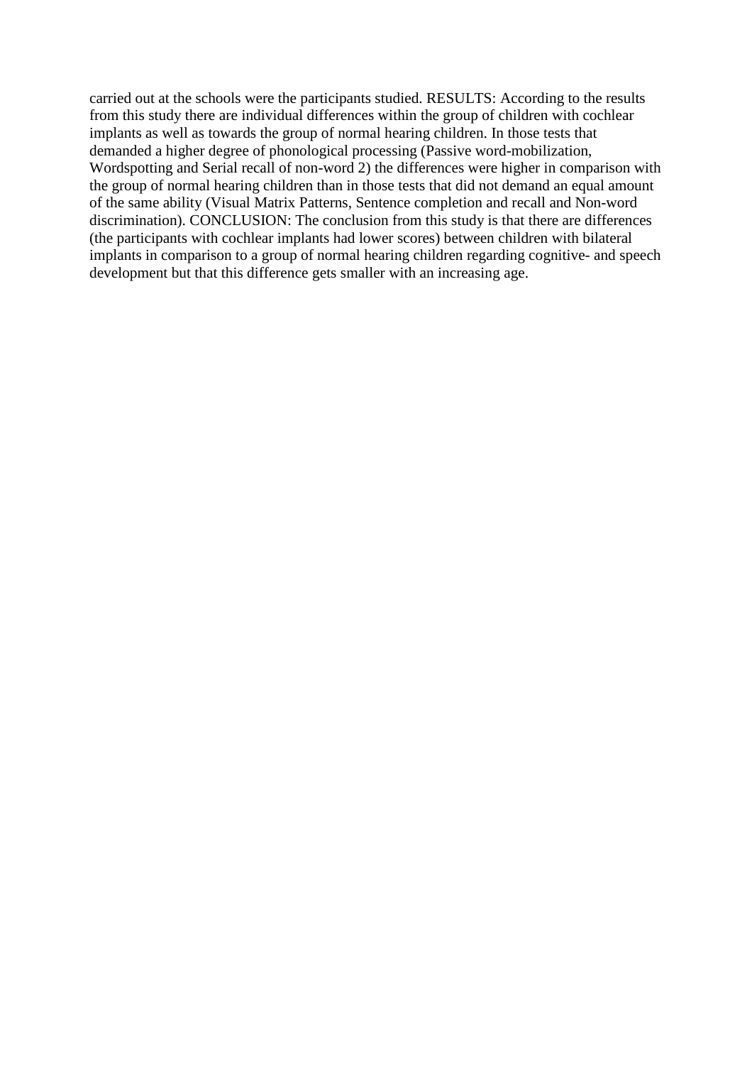carried out at the schools were the participants studied. RESULTS: According to the results from this study there are individual differences within the group of children with cochlear implants as well as towards the group of normal hearing children. In those tests that demanded a higher degree of phonological processing (Passive word-mobilization, Wordspotting and Serial recall of non-word 2) the differences were higher in comparison with the group of normal hearing children than in those tests that did not demand an equal amount of the same ability (Visual Matrix Patterns, Sentence completion and recall and Non-word discrimination). CONCLUSION: The conclusion from this study is that there are differences (the participants with cochlear implants had lower scores) between children with bilateral implants in comparison to a group of normal hearing children regarding cognitive- and speech development but that this difference gets smaller with an increasing age.